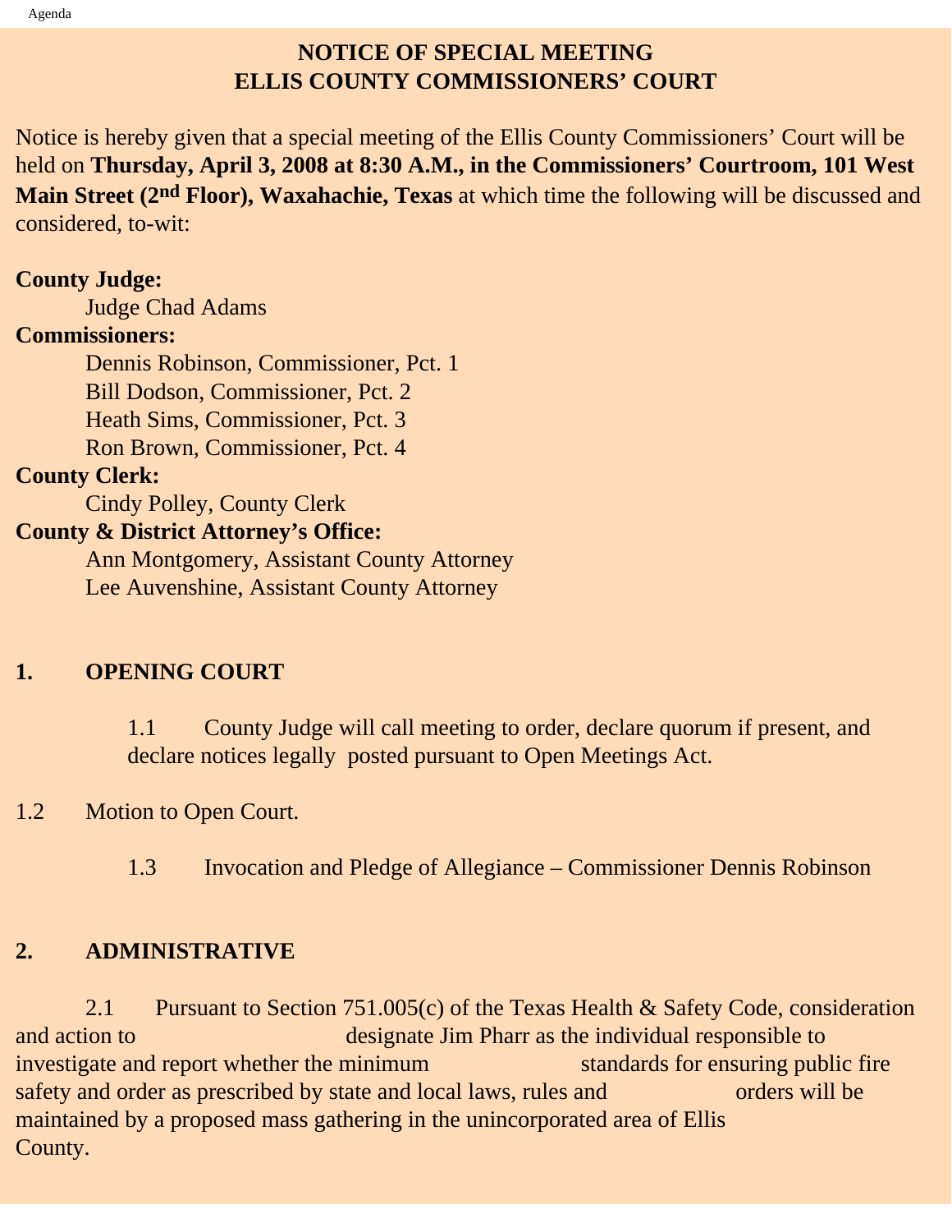# NOTICE OF SPECIAL MEETING
# ELLIS COUNTY COMMISSIONERS' COURT

Notice is hereby given that a special meeting of the Ellis County Commissioners' Court will be held on **Thursday, April 3, 2008 at 8:30 A.M., in the Commissioners' Courtroom, 101 West Main Street (2nd Floor), Waxahachie, Texas** at which time the following will be discussed and considered, to-wit:

**County Judge:**

Judge Chad Adams

**Commissioners:**

Dennis Robinson, Commissioner, Pct. 1
Bill Dodson, Commissioner, Pct. 2
Heath Sims, Commissioner, Pct. 3
Ron Brown, Commissioner, Pct. 4

**County Clerk:**

Cindy Polley, County Clerk

**County & District Attorney's Office:**

Ann Montgomery, Assistant County Attorney
Lee Auvenshine, Assistant County Attorney

## 1. OPENING COURT

1.1 County Judge will call meeting to order, declare quorum if present, and declare notices legally posted pursuant to Open Meetings Act.

1.2 Motion to Open Court.

1.3 Invocation and Pledge of Allegiance – Commissioner Dennis Robinson

## 2. ADMINISTRATIVE

2.1 Pursuant to Section 751.005(c) of the Texas Health & Safety Code, consideration and action to designate Jim Pharr as the individual responsible to investigate and report whether the minimum standards for ensuring public fire safety and order as prescribed by state and local laws, rules and orders will be maintained by a proposed mass gathering in the unincorporated area of Ellis County.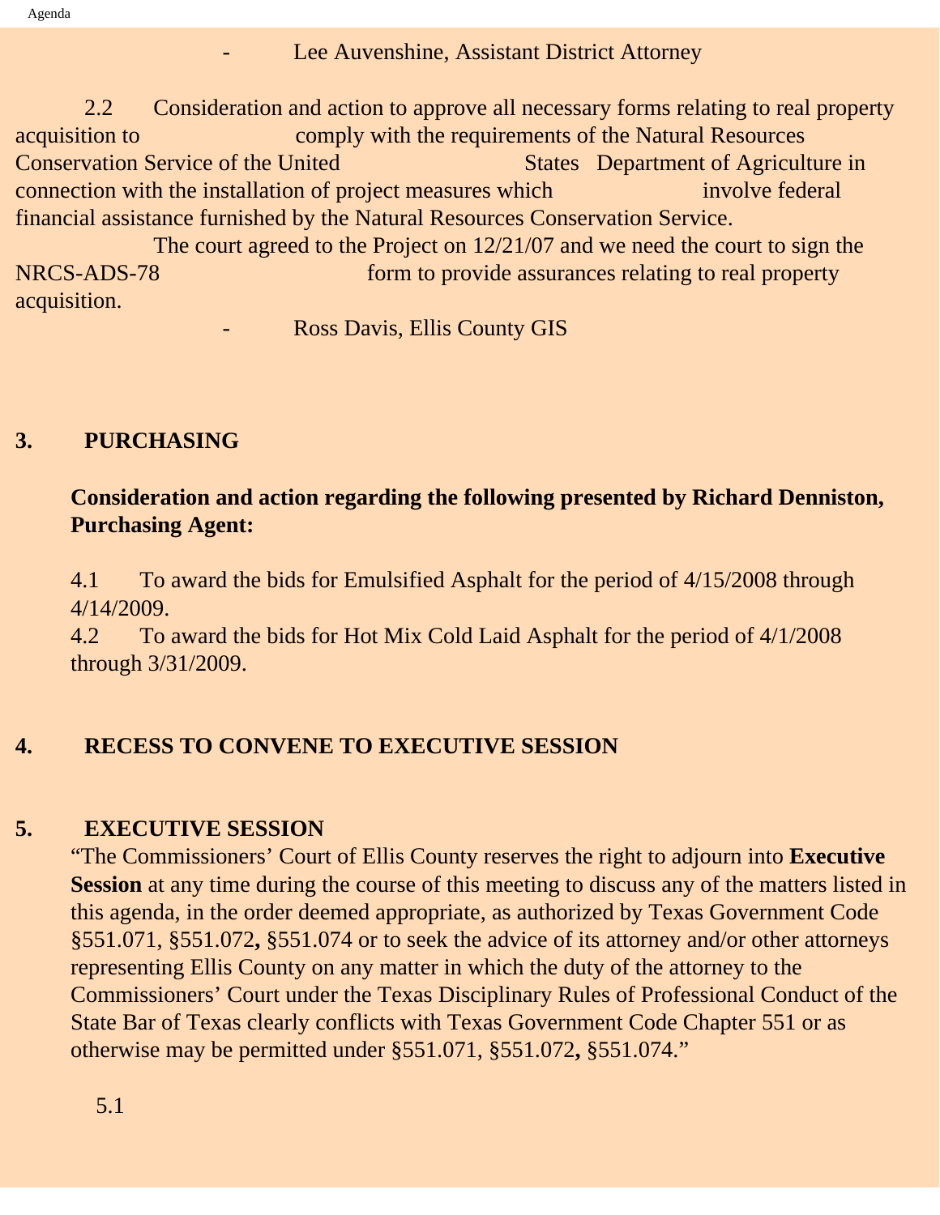- Lee Auvenshine, Assistant District Attorney

2.2 Consideration and action to approve all necessary forms relating to real property acquisition to comply with the requirements of the Natural Resources Conservation Service of the United States Department of Agriculture in connection with the installation of project measures which involve federal financial assistance furnished by the Natural Resources Conservation Service.

The court agreed to the Project on 12/21/07 and we need the court to sign the NRCS-ADS-78 form to provide assurances relating to real property acquisition.

- Ross Davis, Ellis County GIS

## 3. PURCHASING

**Consideration and action regarding the following presented by Richard Denniston, Purchasing Agent:**

4.1 To award the bids for Emulsified Asphalt for the period of 4/15/2008 through 4/14/2009.

4.2 To award the bids for Hot Mix Cold Laid Asphalt for the period of 4/1/2008 through 3/31/2009.

## 4. RECESS TO CONVENE TO EXECUTIVE SESSION

## 5. EXECUTIVE SESSION

"The Commissioners' Court of Ellis County reserves the right to adjourn into **Executive Session** at any time during the course of this meeting to discuss any of the matters listed in this agenda, in the order deemed appropriate, as authorized by Texas Government Code §551.071, §551.072**,** §551.074 or to seek the advice of its attorney and/or other attorneys representing Ellis County on any matter in which the duty of the attorney to the Commissioners' Court under the Texas Disciplinary Rules of Professional Conduct of the State Bar of Texas clearly conflicts with Texas Government Code Chapter 551 or as otherwise may be permitted under §551.071, §551.072**,** §551.074."

5.1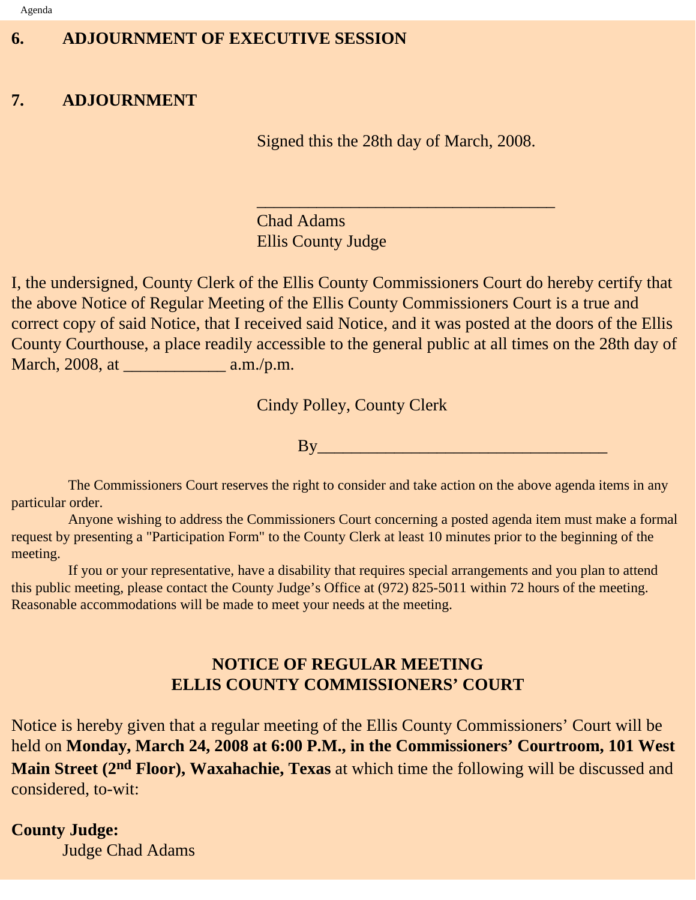**6. ADJOURNMENT OF EXECUTIVE SESSION**

**7. ADJOURNMENT**

Signed this the 28th day of March, 2008.

\_\_\_\_\_\_\_\_\_\_\_\_\_\_\_\_\_\_\_\_\_\_\_\_\_\_\_\_\_\_\_\_\_\_\_\_

Chad Adams
Ellis County Judge

I, the undersigned, County Clerk of the Ellis County Commissioners Court do hereby certify that the above Notice of Regular Meeting of the Ellis County Commissioners Court is a true and correct copy of said Notice, that I received said Notice, and it was posted at the doors of the Ellis County Courthouse, a place readily accessible to the general public at all times on the 28th day of March, 2008, at \_\_\_\_\_\_\_\_\_\_\_\_ a.m./p.m.

Cindy Polley, County Clerk

By\_\_\_\_\_\_\_\_\_\_\_\_\_\_\_\_\_\_\_\_\_\_\_\_\_\_\_\_\_\_\_\_\_\_\_

The Commissioners Court reserves the right to consider and take action on the above agenda items in any particular order.

Anyone wishing to address the Commissioners Court concerning a posted agenda item must make a formal request by presenting a "Participation Form" to the County Clerk at least 10 minutes prior to the beginning of the meeting.

If you or your representative, have a disability that requires special arrangements and you plan to attend this public meeting, please contact the County Judge's Office at (972) 825-5011 within 72 hours of the meeting. Reasonable accommodations will be made to meet your needs at the meeting.

## NOTICE OF REGULAR MEETING
## ELLIS COUNTY COMMISSIONERS' COURT

Notice is hereby given that a regular meeting of the Ellis County Commissioners' Court will be held on **Monday, March 24, 2008 at 6:00 P.M., in the Commissioners' Courtroom, 101 West Main Street (2nd Floor), Waxahachie, Texas** at which time the following will be discussed and considered, to-wit:

**County Judge:**

Judge Chad Adams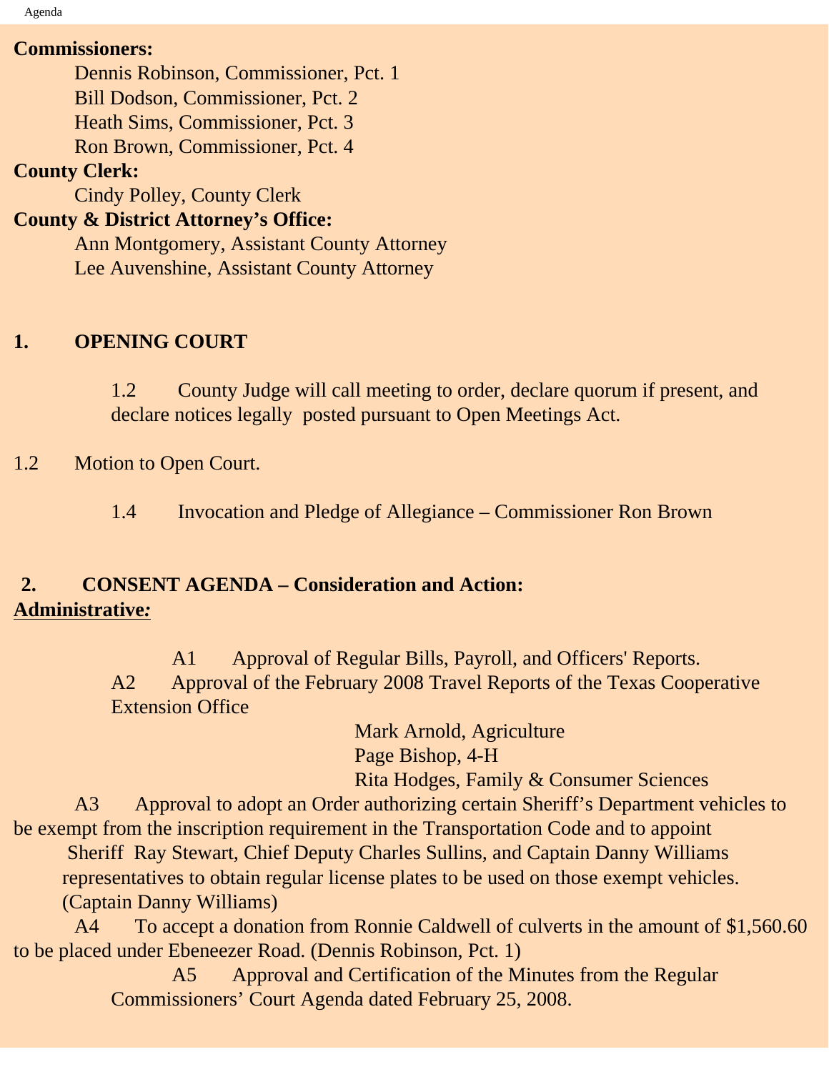**Commissioners:**

Dennis Robinson, Commissioner, Pct. 1
Bill Dodson, Commissioner, Pct. 2
Heath Sims, Commissioner, Pct. 3
Ron Brown, Commissioner, Pct. 4

**County Clerk:**

Cindy Polley, County Clerk

**County & District Attorney's Office:**

Ann Montgomery, Assistant County Attorney
Lee Auvenshine, Assistant County Attorney

## 1. OPENING COURT

1.2 County Judge will call meeting to order, declare quorum if present, and declare notices legally posted pursuant to Open Meetings Act.

1.2 Motion to Open Court.

1.4 Invocation and Pledge of Allegiance – Commissioner Ron Brown

## 2. CONSENT AGENDA – Consideration and Action:

**Administrative:**

A1 Approval of Regular Bills, Payroll, and Officers' Reports.

A2 Approval of the February 2008 Travel Reports of the Texas Cooperative Extension Office

Mark Arnold, Agriculture
Page Bishop, 4-H
Rita Hodges, Family & Consumer Sciences

A3 Approval to adopt an Order authorizing certain Sheriff's Department vehicles to be exempt from the inscription requirement in the Transportation Code and to appoint Sheriff Ray Stewart, Chief Deputy Charles Sullins, and Captain Danny Williams representatives to obtain regular license plates to be used on those exempt vehicles. (Captain Danny Williams)

A4 To accept a donation from Ronnie Caldwell of culverts in the amount of $1,560.60 to be placed under Ebeneezer Road. (Dennis Robinson, Pct. 1)

A5 Approval and Certification of the Minutes from the Regular Commissioners' Court Agenda dated February 25, 2008.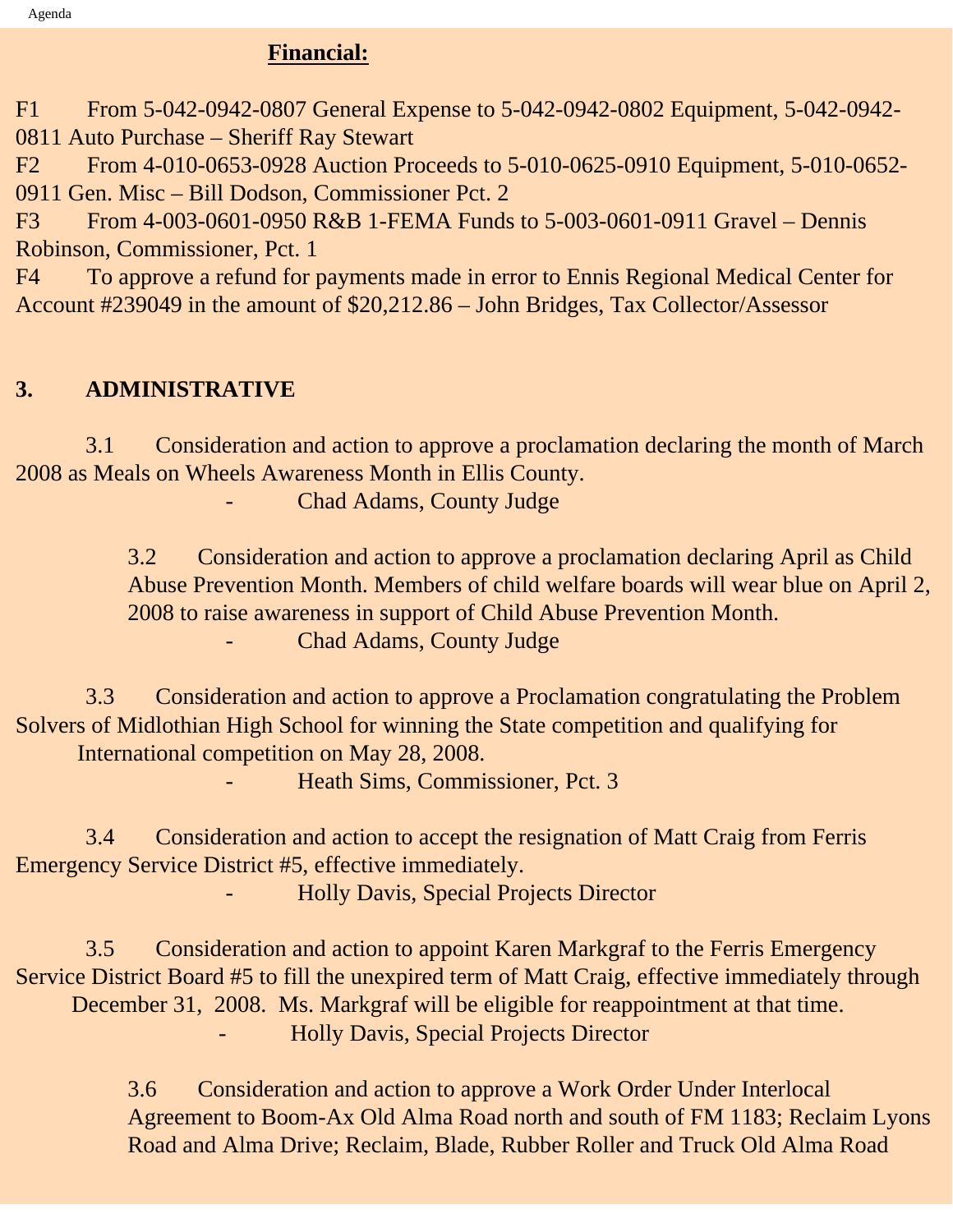**Financial:**

F1 From 5-042-0942-0807 General Expense to 5-042-0942-0802 Equipment, 5-042-0942-0811 Auto Purchase – Sheriff Ray Stewart

F2 From 4-010-0653-0928 Auction Proceeds to 5-010-0625-0910 Equipment, 5-010-0652-0911 Gen. Misc – Bill Dodson, Commissioner Pct. 2

F3 From 4-003-0601-0950 R&B 1-FEMA Funds to 5-003-0601-0911 Gravel – Dennis Robinson, Commissioner, Pct. 1

F4 To approve a refund for payments made in error to Ennis Regional Medical Center for Account #239049 in the amount of $20,212.86 – John Bridges, Tax Collector/Assessor

## 3. ADMINISTRATIVE

3.1 Consideration and action to approve a proclamation declaring the month of March 2008 as Meals on Wheels Awareness Month in Ellis County.

- Chad Adams, County Judge

3.2 Consideration and action to approve a proclamation declaring April as Child Abuse Prevention Month. Members of child welfare boards will wear blue on April 2, 2008 to raise awareness in support of Child Abuse Prevention Month.

- Chad Adams, County Judge

3.3 Consideration and action to approve a Proclamation congratulating the Problem Solvers of Midlothian High School for winning the State competition and qualifying for International competition on May 28, 2008.

- Heath Sims, Commissioner, Pct. 3

3.4 Consideration and action to accept the resignation of Matt Craig from Ferris Emergency Service District #5, effective immediately.

- Holly Davis, Special Projects Director

3.5 Consideration and action to appoint Karen Markgraf to the Ferris Emergency Service District Board #5 to fill the unexpired term of Matt Craig, effective immediately through December 31, 2008. Ms. Markgraf will be eligible for reappointment at that time.

- Holly Davis, Special Projects Director

3.6 Consideration and action to approve a Work Order Under Interlocal Agreement to Boom-Ax Old Alma Road north and south of FM 1183; Reclaim Lyons Road and Alma Drive; Reclaim, Blade, Rubber Roller and Truck Old Alma Road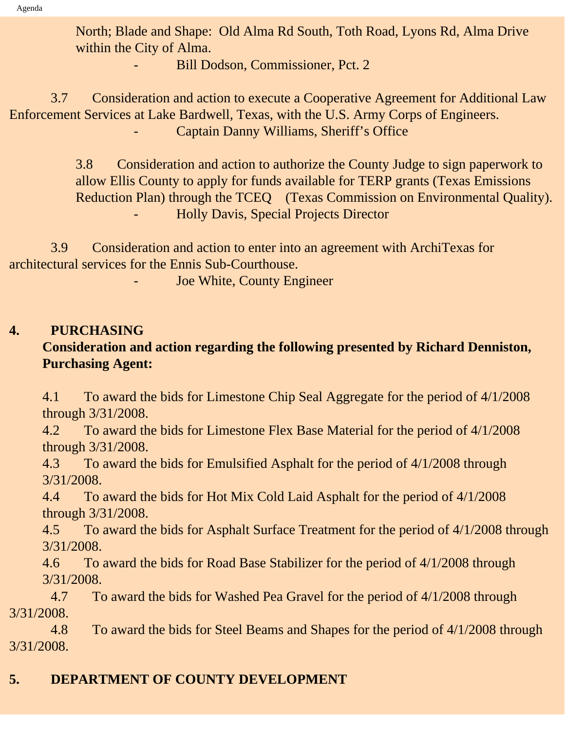North; Blade and Shape: Old Alma Rd South, Toth Road, Lyons Rd, Alma Drive within the City of Alma.

- Bill Dodson, Commissioner, Pct. 2

3.7 Consideration and action to execute a Cooperative Agreement for Additional Law Enforcement Services at Lake Bardwell, Texas, with the U.S. Army Corps of Engineers.

- Captain Danny Williams, Sheriff's Office

3.8 Consideration and action to authorize the County Judge to sign paperwork to allow Ellis County to apply for funds available for TERP grants (Texas Emissions Reduction Plan) through the TCEQ (Texas Commission on Environmental Quality).

- Holly Davis, Special Projects Director

3.9 Consideration and action to enter into an agreement with ArchiTexas for architectural services for the Ennis Sub-Courthouse.

- Joe White, County Engineer

## 4. PURCHASING

**Consideration and action regarding the following presented by Richard Denniston, Purchasing Agent:**

4.1 To award the bids for Limestone Chip Seal Aggregate for the period of 4/1/2008 through 3/31/2008.

4.2 To award the bids for Limestone Flex Base Material for the period of 4/1/2008 through 3/31/2008.

4.3 To award the bids for Emulsified Asphalt for the period of 4/1/2008 through 3/31/2008.

4.4 To award the bids for Hot Mix Cold Laid Asphalt for the period of 4/1/2008 through 3/31/2008.

4.5 To award the bids for Asphalt Surface Treatment for the period of 4/1/2008 through 3/31/2008.

4.6 To award the bids for Road Base Stabilizer for the period of 4/1/2008 through 3/31/2008.

4.7 To award the bids for Washed Pea Gravel for the period of 4/1/2008 through 3/31/2008.

4.8 To award the bids for Steel Beams and Shapes for the period of 4/1/2008 through 3/31/2008.

## 5. DEPARTMENT OF COUNTY DEVELOPMENT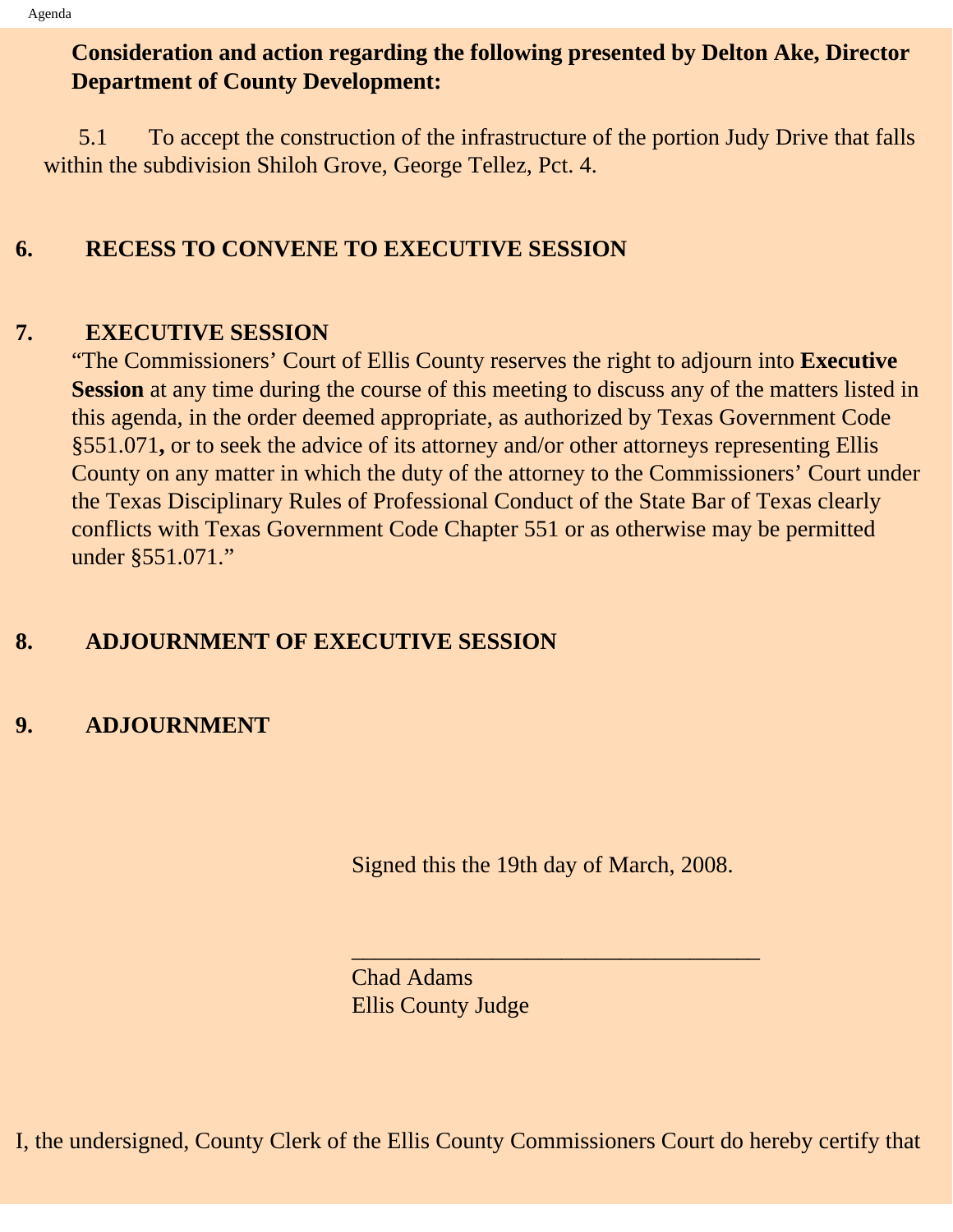**Consideration and action regarding the following presented by Delton Ake, Director Department of County Development:**

5.1 To accept the construction of the infrastructure of the portion Judy Drive that falls within the subdivision Shiloh Grove, George Tellez, Pct. 4.

## 6. RECESS TO CONVENE TO EXECUTIVE SESSION

## 7. EXECUTIVE SESSION

"The Commissioners' Court of Ellis County reserves the right to adjourn into **Executive Session** at any time during the course of this meeting to discuss any of the matters listed in this agenda, in the order deemed appropriate, as authorized by Texas Government Code §551.071**,** or to seek the advice of its attorney and/or other attorneys representing Ellis County on any matter in which the duty of the attorney to the Commissioners' Court under the Texas Disciplinary Rules of Professional Conduct of the State Bar of Texas clearly conflicts with Texas Government Code Chapter 551 or as otherwise may be permitted under §551.071."

## 8. ADJOURNMENT OF EXECUTIVE SESSION

## 9. ADJOURNMENT

Signed this the 19th day of March, 2008.

___________________________________

Chad Adams
Ellis County Judge

I, the undersigned, County Clerk of the Ellis County Commissioners Court do hereby certify that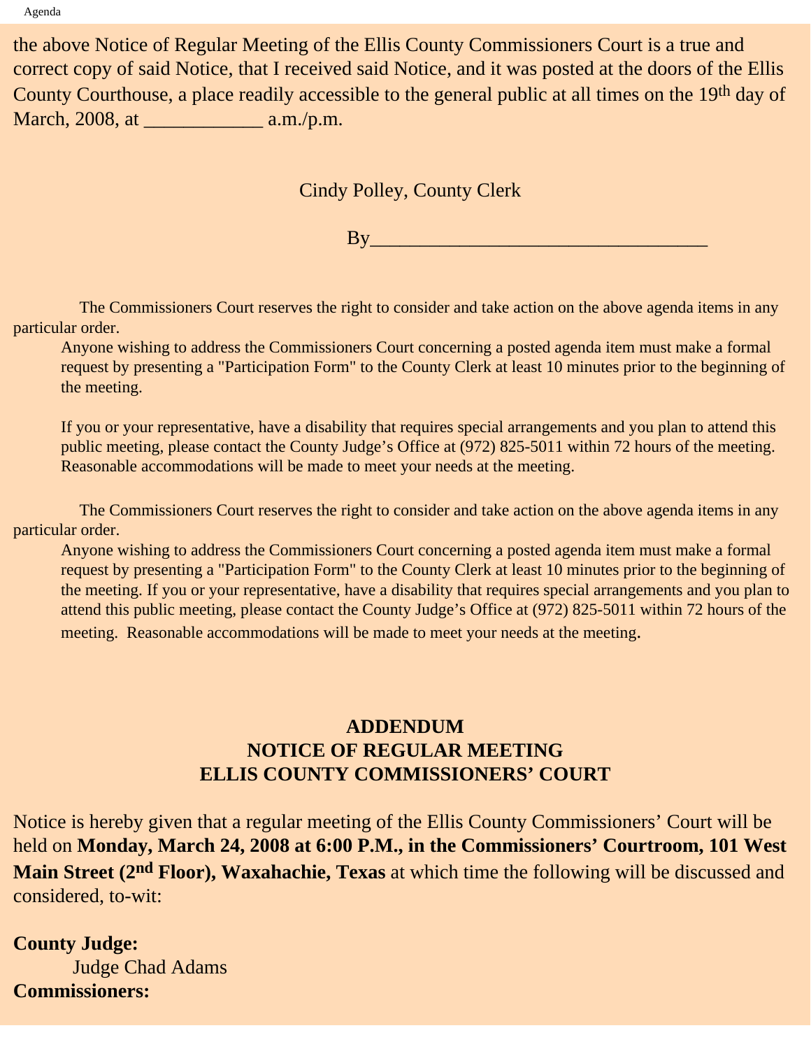the above Notice of Regular Meeting of the Ellis County Commissioners Court is a true and correct copy of said Notice, that I received said Notice, and it was posted at the doors of the Ellis County Courthouse, a place readily accessible to the general public at all times on the 19th day of March, 2008, at ____________ a.m./p.m.

Cindy Polley, County Clerk

By_________________________________

The Commissioners Court reserves the right to consider and take action on the above agenda items in any particular order.

Anyone wishing to address the Commissioners Court concerning a posted agenda item must make a formal request by presenting a "Participation Form" to the County Clerk at least 10 minutes prior to the beginning of the meeting.

If you or your representative, have a disability that requires special arrangements and you plan to attend this public meeting, please contact the County Judge's Office at (972) 825-5011 within 72 hours of the meeting. Reasonable accommodations will be made to meet your needs at the meeting.

The Commissioners Court reserves the right to consider and take action on the above agenda items in any particular order.

Anyone wishing to address the Commissioners Court concerning a posted agenda item must make a formal request by presenting a "Participation Form" to the County Clerk at least 10 minutes prior to the beginning of the meeting. If you or your representative, have a disability that requires special arrangements and you plan to attend this public meeting, please contact the County Judge's Office at (972) 825-5011 within 72 hours of the meeting. Reasonable accommodations will be made to meet your needs at the meeting.

## ADDENDUM
## NOTICE OF REGULAR MEETING
## ELLIS COUNTY COMMISSIONERS' COURT

Notice is hereby given that a regular meeting of the Ellis County Commissioners' Court will be held on **Monday, March 24, 2008 at 6:00 P.M., in the Commissioners' Courtroom, 101 West Main Street (2nd Floor), Waxahachie, Texas** at which time the following will be discussed and considered, to-wit:

**County Judge:**

Judge Chad Adams

**Commissioners:**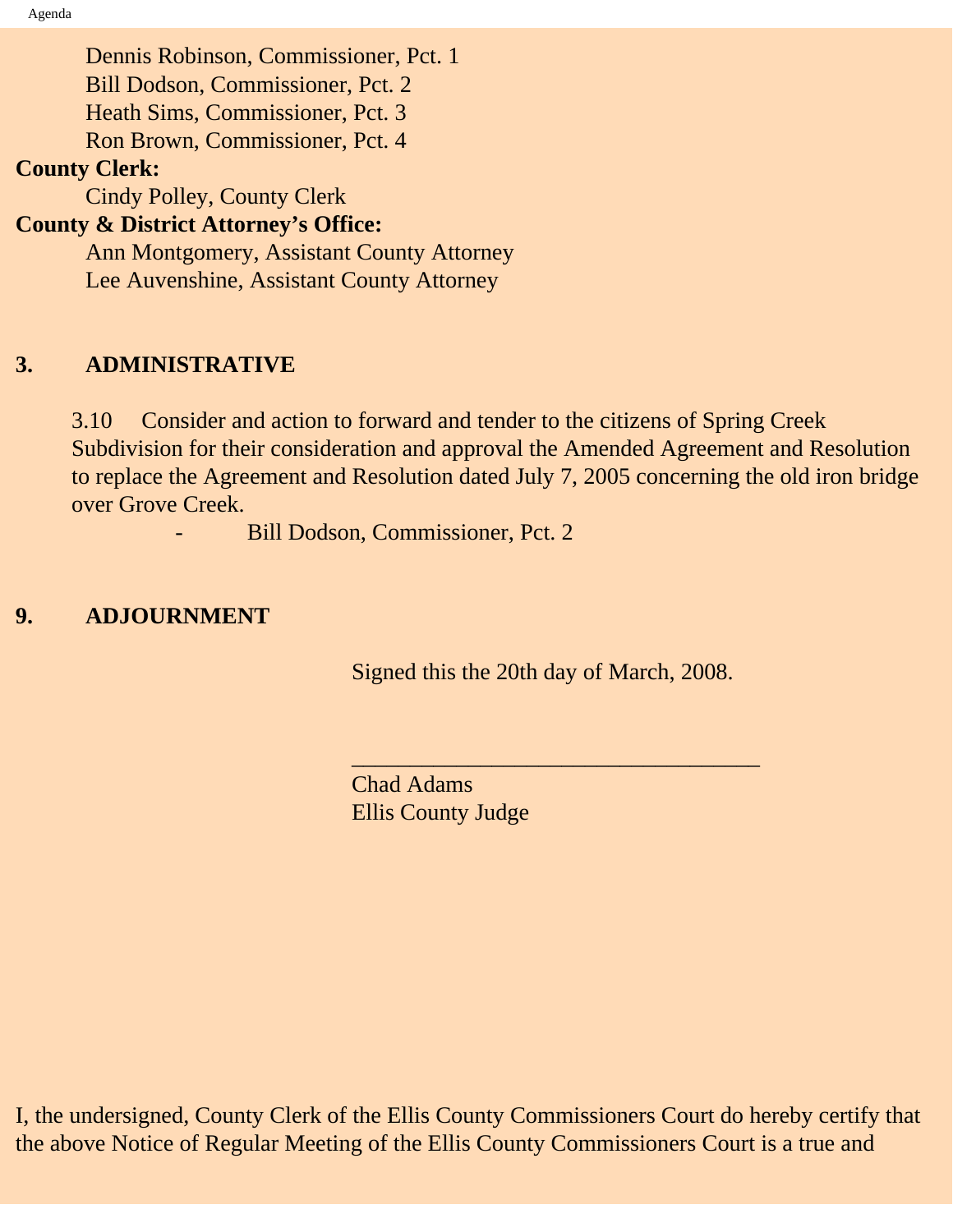Dennis Robinson, Commissioner, Pct. 1
Bill Dodson, Commissioner, Pct. 2
Heath Sims, Commissioner, Pct. 3
Ron Brown, Commissioner, Pct. 4

**County Clerk:**

Cindy Polley, County Clerk

**County & District Attorney's Office:**

Ann Montgomery, Assistant County Attorney
Lee Auvenshine, Assistant County Attorney

## 3. ADMINISTRATIVE

3.10 Consider and action to forward and tender to the citizens of Spring Creek Subdivision for their consideration and approval the Amended Agreement and Resolution to replace the Agreement and Resolution dated July 7, 2005 concerning the old iron bridge over Grove Creek.

- Bill Dodson, Commissioner, Pct. 2

## 9. ADJOURNMENT

Signed this the 20th day of March, 2008.

\_\_\_\_\_\_\_\_\_\_\_\_\_\_\_\_\_\_\_\_\_\_\_\_\_\_\_\_\_\_\_\_\_\_\_
Chad Adams
Ellis County Judge

I, the undersigned, County Clerk of the Ellis County Commissioners Court do hereby certify that the above Notice of Regular Meeting of the Ellis County Commissioners Court is a true and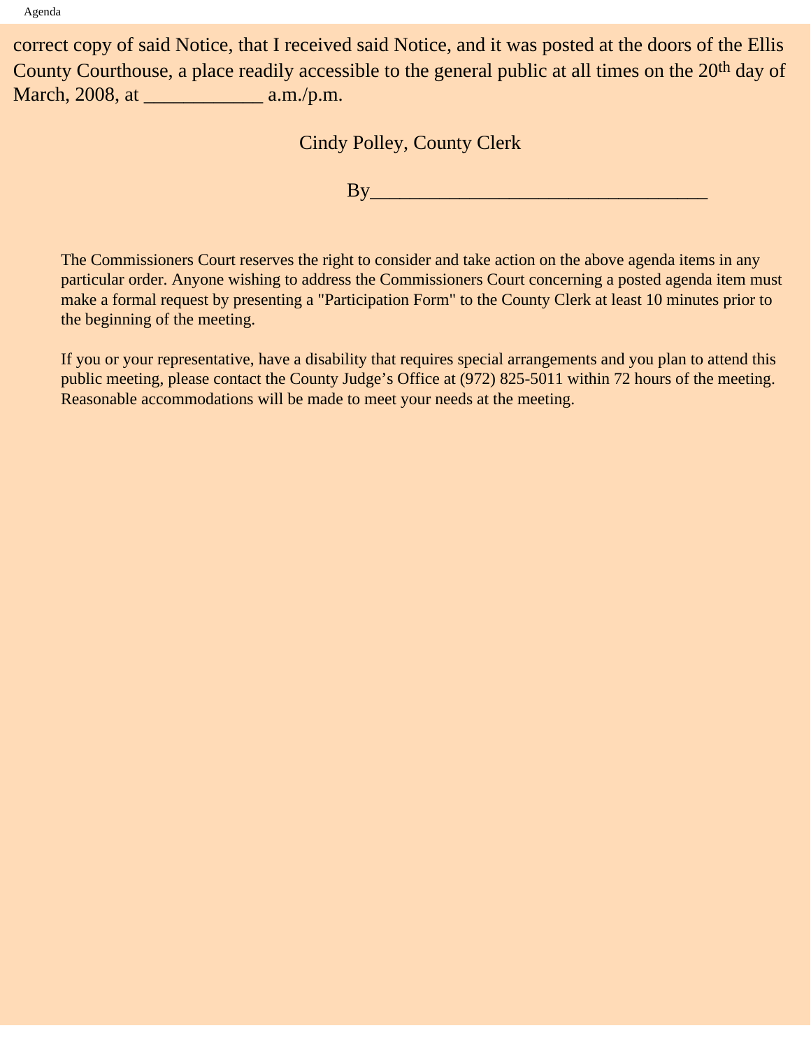correct copy of said Notice, that I received said Notice, and it was posted at the doors of the Ellis County Courthouse, a place readily accessible to the general public at all times on the 20th day of March, 2008, at ____________ a.m./p.m.

Cindy Polley, County Clerk

By__________________________________

The Commissioners Court reserves the right to consider and take action on the above agenda items in any particular order. Anyone wishing to address the Commissioners Court concerning a posted agenda item must make a formal request by presenting a "Participation Form" to the County Clerk at least 10 minutes prior to the beginning of the meeting.

If you or your representative, have a disability that requires special arrangements and you plan to attend this public meeting, please contact the County Judge's Office at (972) 825-5011 within 72 hours of the meeting. Reasonable accommodations will be made to meet your needs at the meeting.